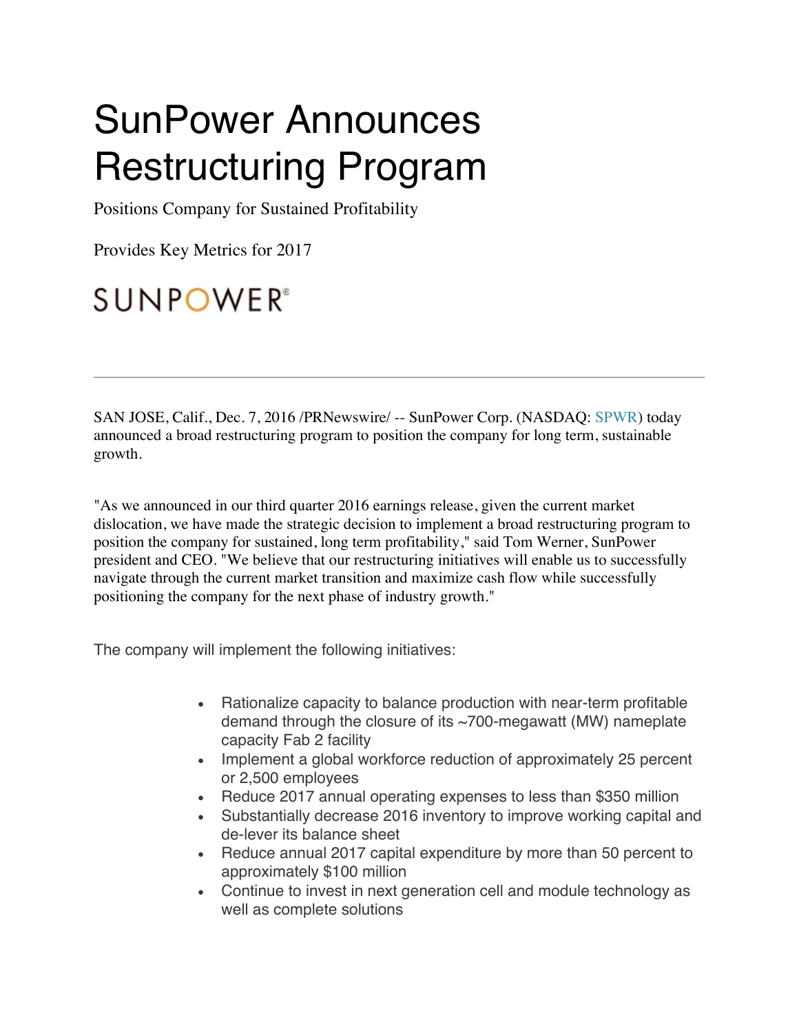# SunPower Announces Restructuring Program

Positions Company for Sustained Profitability

Provides Key Metrics for 2017

SUNPOWER®

---

SAN JOSE, Calif., Dec. 7, 2016 /PRNewswire/ -- SunPower Corp. (NASDAQ: SPWR) today announced a broad restructuring program to position the company for long term, sustainable growth.

"As we announced in our third quarter 2016 earnings release, given the current market dislocation, we have made the strategic decision to implement a broad restructuring program to position the company for sustained, long term profitability," said Tom Werner, SunPower president and CEO. "We believe that our restructuring initiatives will enable us to successfully navigate through the current market transition and maximize cash flow while successfully positioning the company for the next phase of industry growth."

The company will implement the following initiatives:

- Rationalize capacity to balance production with near-term profitable demand through the closure of its ~700-megawatt (MW) nameplate capacity Fab 2 facility
- Implement a global workforce reduction of approximately 25 percent or 2,500 employees
- Reduce 2017 annual operating expenses to less than $350 million
- Substantially decrease 2016 inventory to improve working capital and de-lever its balance sheet
- Reduce annual 2017 capital expenditure by more than 50 percent to approximately $100 million
- Continue to invest in next generation cell and module technology as well as complete solutions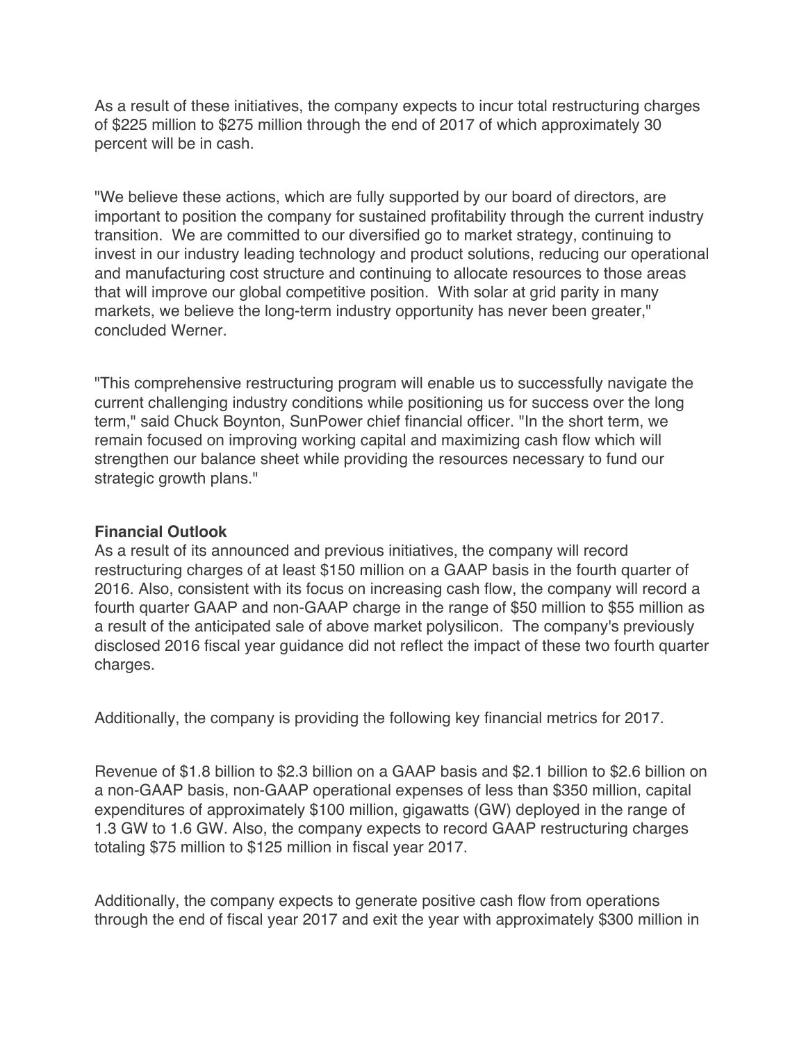As a result of these initiatives, the company expects to incur total restructuring charges of $225 million to $275 million through the end of 2017 of which approximately 30 percent will be in cash.

"We believe these actions, which are fully supported by our board of directors, are important to position the company for sustained profitability through the current industry transition. We are committed to our diversified go to market strategy, continuing to invest in our industry leading technology and product solutions, reducing our operational and manufacturing cost structure and continuing to allocate resources to those areas that will improve our global competitive position. With solar at grid parity in many markets, we believe the long-term industry opportunity has never been greater," concluded Werner.

"This comprehensive restructuring program will enable us to successfully navigate the current challenging industry conditions while positioning us for success over the long term," said Chuck Boynton, SunPower chief financial officer. "In the short term, we remain focused on improving working capital and maximizing cash flow which will strengthen our balance sheet while providing the resources necessary to fund our strategic growth plans."

**Financial Outlook**

As a result of its announced and previous initiatives, the company will record restructuring charges of at least $150 million on a GAAP basis in the fourth quarter of 2016. Also, consistent with its focus on increasing cash flow, the company will record a fourth quarter GAAP and non-GAAP charge in the range of $50 million to $55 million as a result of the anticipated sale of above market polysilicon. The company's previously disclosed 2016 fiscal year guidance did not reflect the impact of these two fourth quarter charges.

Additionally, the company is providing the following key financial metrics for 2017.

Revenue of $1.8 billion to $2.3 billion on a GAAP basis and $2.1 billion to $2.6 billion on a non-GAAP basis, non-GAAP operational expenses of less than $350 million, capital expenditures of approximately $100 million, gigawatts (GW) deployed in the range of 1.3 GW to 1.6 GW. Also, the company expects to record GAAP restructuring charges totaling $75 million to $125 million in fiscal year 2017.

Additionally, the company expects to generate positive cash flow from operations through the end of fiscal year 2017 and exit the year with approximately $300 million in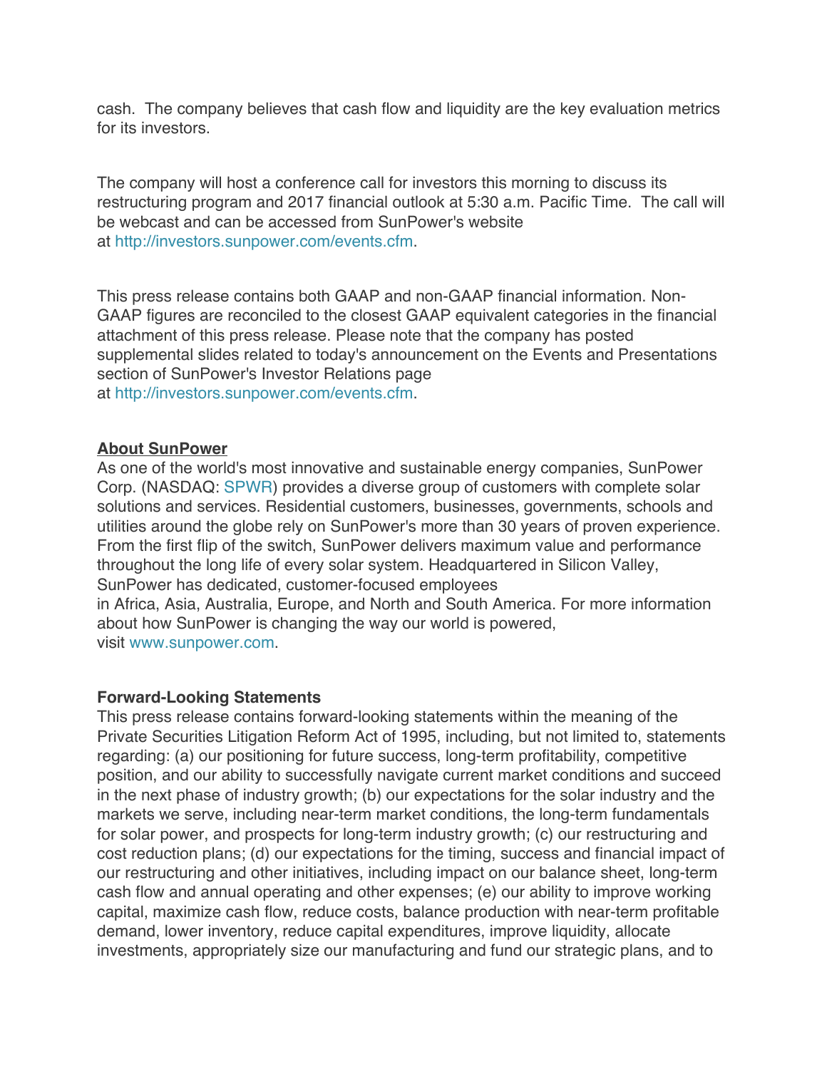cash. The company believes that cash flow and liquidity are the key evaluation metrics for its investors.

The company will host a conference call for investors this morning to discuss its restructuring program and 2017 financial outlook at 5:30 a.m. Pacific Time. The call will be webcast and can be accessed from SunPower's website at http://investors.sunpower.com/events.cfm.

This press release contains both GAAP and non-GAAP financial information. Non-GAAP figures are reconciled to the closest GAAP equivalent categories in the financial attachment of this press release. Please note that the company has posted supplemental slides related to today's announcement on the Events and Presentations section of SunPower's Investor Relations page at http://investors.sunpower.com/events.cfm.

**About SunPower**

As one of the world's most innovative and sustainable energy companies, SunPower Corp. (NASDAQ: SPWR) provides a diverse group of customers with complete solar solutions and services. Residential customers, businesses, governments, schools and utilities around the globe rely on SunPower's more than 30 years of proven experience. From the first flip of the switch, SunPower delivers maximum value and performance throughout the long life of every solar system. Headquartered in Silicon Valley, SunPower has dedicated, customer-focused employees in Africa, Asia, Australia, Europe, and North and South America. For more information about how SunPower is changing the way our world is powered, visit www.sunpower.com.

**Forward-Looking Statements**

This press release contains forward-looking statements within the meaning of the Private Securities Litigation Reform Act of 1995, including, but not limited to, statements regarding: (a) our positioning for future success, long-term profitability, competitive position, and our ability to successfully navigate current market conditions and succeed in the next phase of industry growth; (b) our expectations for the solar industry and the markets we serve, including near-term market conditions, the long-term fundamentals for solar power, and prospects for long-term industry growth; (c) our restructuring and cost reduction plans; (d) our expectations for the timing, success and financial impact of our restructuring and other initiatives, including impact on our balance sheet, long-term cash flow and annual operating and other expenses; (e) our ability to improve working capital, maximize cash flow, reduce costs, balance production with near-term profitable demand, lower inventory, reduce capital expenditures, improve liquidity, allocate investments, appropriately size our manufacturing and fund our strategic plans, and to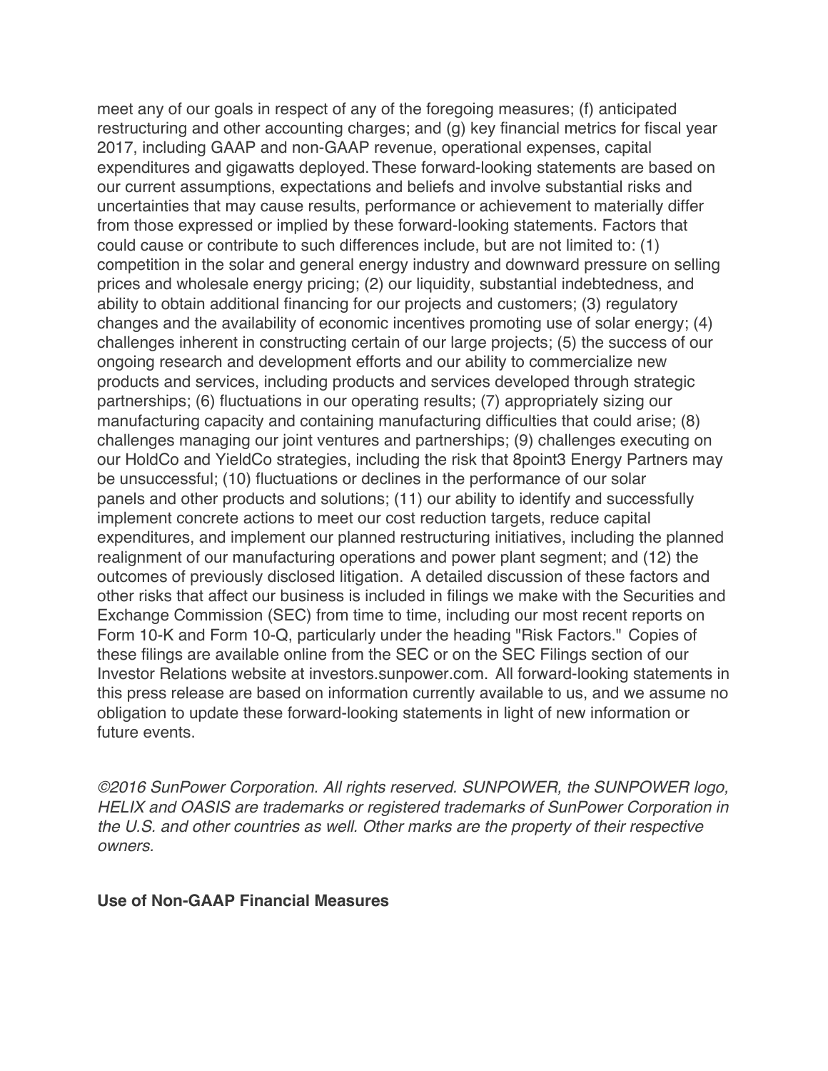meet any of our goals in respect of any of the foregoing measures; (f) anticipated restructuring and other accounting charges; and (g) key financial metrics for fiscal year 2017, including GAAP and non-GAAP revenue, operational expenses, capital expenditures and gigawatts deployed. These forward-looking statements are based on our current assumptions, expectations and beliefs and involve substantial risks and uncertainties that may cause results, performance or achievement to materially differ from those expressed or implied by these forward-looking statements. Factors that could cause or contribute to such differences include, but are not limited to: (1) competition in the solar and general energy industry and downward pressure on selling prices and wholesale energy pricing; (2) our liquidity, substantial indebtedness, and ability to obtain additional financing for our projects and customers; (3) regulatory changes and the availability of economic incentives promoting use of solar energy; (4) challenges inherent in constructing certain of our large projects; (5) the success of our ongoing research and development efforts and our ability to commercialize new products and services, including products and services developed through strategic partnerships; (6) fluctuations in our operating results; (7) appropriately sizing our manufacturing capacity and containing manufacturing difficulties that could arise; (8) challenges managing our joint ventures and partnerships; (9) challenges executing on our HoldCo and YieldCo strategies, including the risk that 8point3 Energy Partners may be unsuccessful; (10) fluctuations or declines in the performance of our solar panels and other products and solutions; (11) our ability to identify and successfully implement concrete actions to meet our cost reduction targets, reduce capital expenditures, and implement our planned restructuring initiatives, including the planned realignment of our manufacturing operations and power plant segment; and (12) the outcomes of previously disclosed litigation. A detailed discussion of these factors and other risks that affect our business is included in filings we make with the Securities and Exchange Commission (SEC) from time to time, including our most recent reports on Form 10-K and Form 10-Q, particularly under the heading "Risk Factors." Copies of these filings are available online from the SEC or on the SEC Filings section of our Investor Relations website at investors.sunpower.com. All forward-looking statements in this press release are based on information currently available to us, and we assume no obligation to update these forward-looking statements in light of new information or future events.

*©2016 SunPower Corporation. All rights reserved. SUNPOWER, the SUNPOWER logo, HELIX and OASIS are trademarks or registered trademarks of SunPower Corporation in the U.S. and other countries as well. Other marks are the property of their respective owners.*

**Use of Non-GAAP Financial Measures**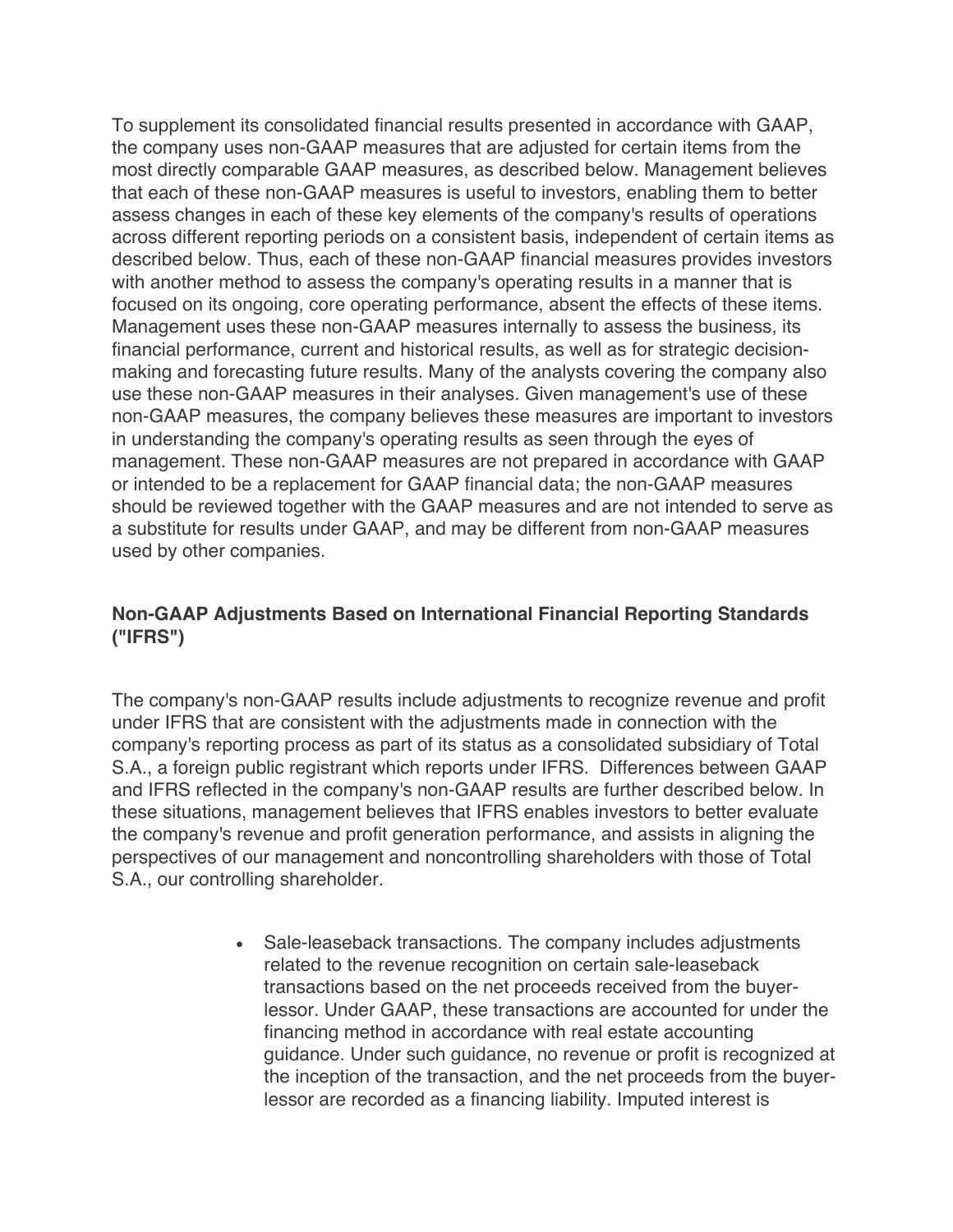To supplement its consolidated financial results presented in accordance with GAAP, the company uses non-GAAP measures that are adjusted for certain items from the most directly comparable GAAP measures, as described below. Management believes that each of these non-GAAP measures is useful to investors, enabling them to better assess changes in each of these key elements of the company's results of operations across different reporting periods on a consistent basis, independent of certain items as described below. Thus, each of these non-GAAP financial measures provides investors with another method to assess the company's operating results in a manner that is focused on its ongoing, core operating performance, absent the effects of these items. Management uses these non-GAAP measures internally to assess the business, its financial performance, current and historical results, as well as for strategic decision-making and forecasting future results. Many of the analysts covering the company also use these non-GAAP measures in their analyses. Given management's use of these non-GAAP measures, the company believes these measures are important to investors in understanding the company's operating results as seen through the eyes of management. These non-GAAP measures are not prepared in accordance with GAAP or intended to be a replacement for GAAP financial data; the non-GAAP measures should be reviewed together with the GAAP measures and are not intended to serve as a substitute for results under GAAP, and may be different from non-GAAP measures used by other companies.

**Non-GAAP Adjustments Based on International Financial Reporting Standards ("IFRS")**

The company's non-GAAP results include adjustments to recognize revenue and profit under IFRS that are consistent with the adjustments made in connection with the company's reporting process as part of its status as a consolidated subsidiary of Total S.A., a foreign public registrant which reports under IFRS. Differences between GAAP and IFRS reflected in the company's non-GAAP results are further described below. In these situations, management believes that IFRS enables investors to better evaluate the company's revenue and profit generation performance, and assists in aligning the perspectives of our management and noncontrolling shareholders with those of Total S.A., our controlling shareholder.

- Sale-leaseback transactions. The company includes adjustments related to the revenue recognition on certain sale-leaseback transactions based on the net proceeds received from the buyer-lessor. Under GAAP, these transactions are accounted for under the financing method in accordance with real estate accounting guidance. Under such guidance, no revenue or profit is recognized at the inception of the transaction, and the net proceeds from the buyer-lessor are recorded as a financing liability. Imputed interest is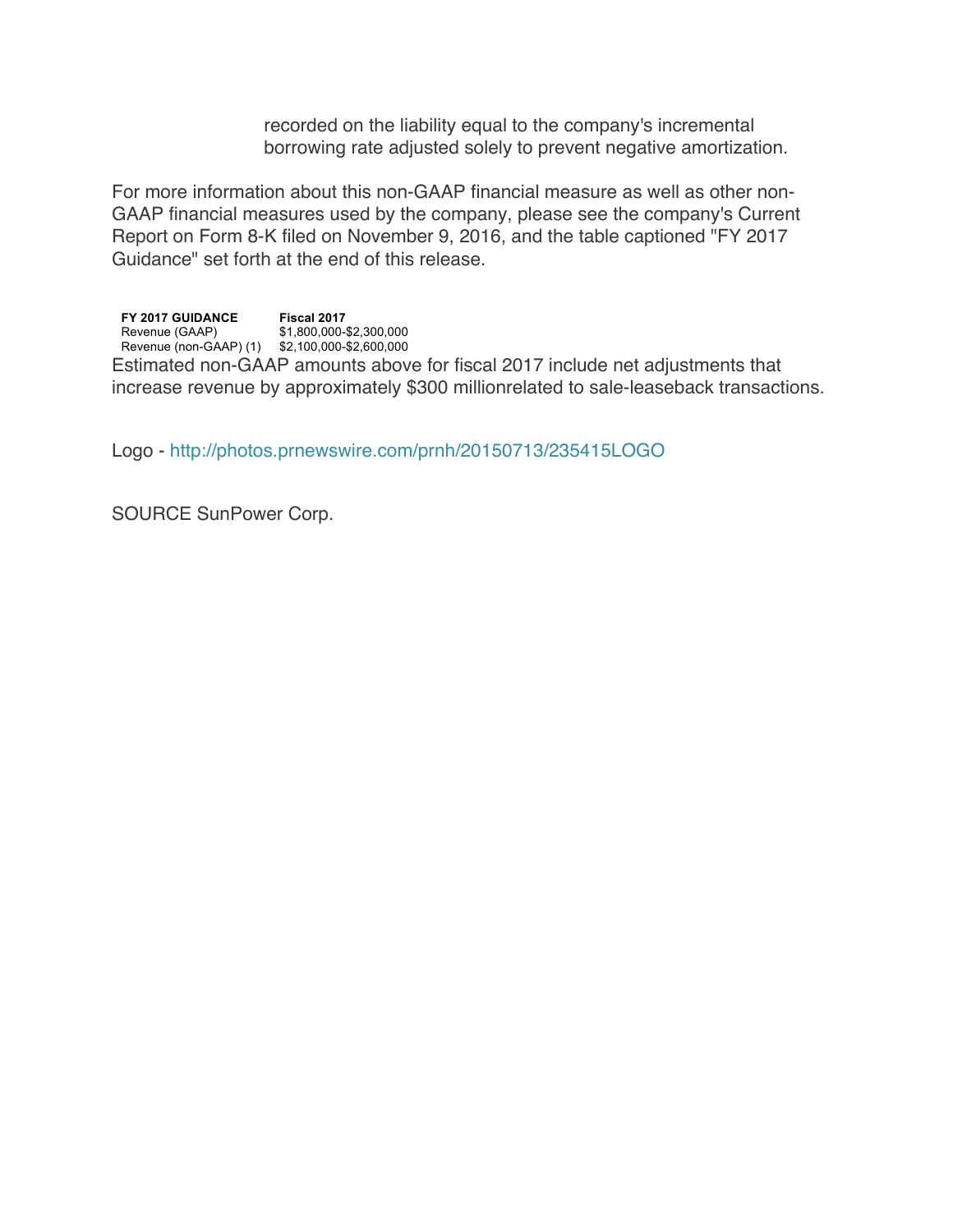recorded on the liability equal to the company's incremental borrowing rate adjusted solely to prevent negative amortization.

For more information about this non-GAAP financial measure as well as other non-GAAP financial measures used by the company, please see the company's Current Report on Form 8-K filed on November 9, 2016, and the table captioned "FY 2017 Guidance" set forth at the end of this release.

| **FY 2017 GUIDANCE** | **Fiscal 2017** |
|---|---|
| Revenue (GAAP) | $1,800,000-$2,300,000 |
| Revenue (non-GAAP) (1) | $2,100,000-$2,600,000 |

Estimated non-GAAP amounts above for fiscal 2017 include net adjustments that increase revenue by approximately $300 millionrelated to sale-leaseback transactions.

Logo - http://photos.prnewswire.com/prnh/20150713/235415LOGO

SOURCE SunPower Corp.